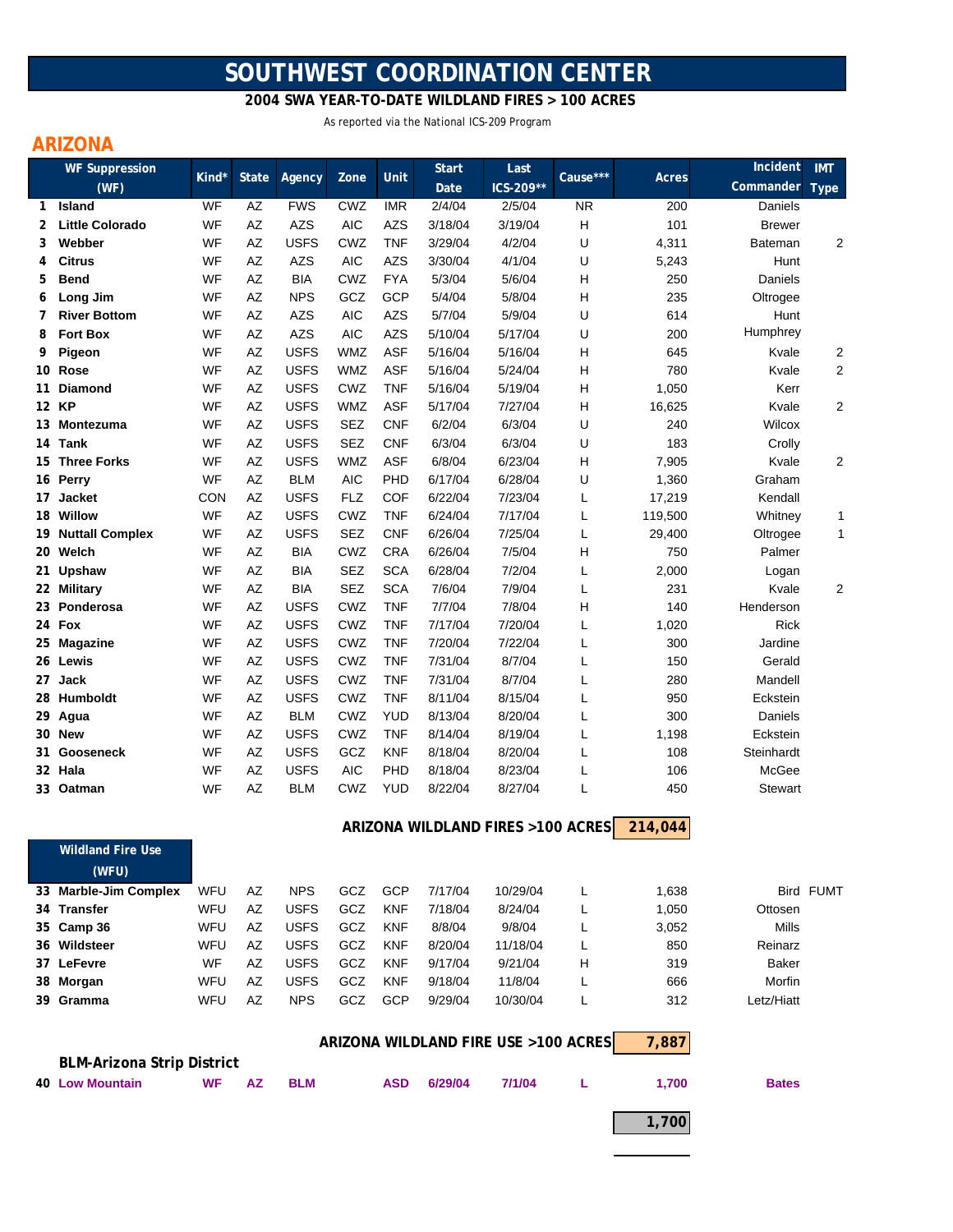# SOUTHWEST COORDINATION CENTER

## 2004 SWA YEAR-TO-DATE WILDLAND FIRES > 100 ACRES

As reported via the National ICS-209 Program

## ARIZONA

| # | WF Suppression (WF) | Kind* | State | Agency | Zone | Unit | Start Date | Last ICS-209** | Cause*** | Acres | Incident Commander | IMT Type |
|---|---|---|---|---|---|---|---|---|---|---|---|---|
| 1 | Island | WF | AZ | FWS | CWZ | IMR | 2/4/04 | 2/5/04 | NR | 200 | Daniels | |
| 2 | Little Colorado | WF | AZ | AZS | AIC | AZS | 3/18/04 | 3/19/04 | H | 101 | Brewer | |
| 3 | Webber | WF | AZ | USFS | CWZ | TNF | 3/29/04 | 4/2/04 | U | 4,311 | Bateman | 2 |
| 4 | Citrus | WF | AZ | AZS | AIC | AZS | 3/30/04 | 4/1/04 | U | 5,243 | Hunt | |
| 5 | Bend | WF | AZ | BIA | CWZ | FYA | 5/3/04 | 5/6/04 | H | 250 | Daniels | |
| 6 | Long Jim | WF | AZ | NPS | GCZ | GCP | 5/4/04 | 5/8/04 | H | 235 | Oltrogee | |
| 7 | River Bottom | WF | AZ | AZS | AIC | AZS | 5/7/04 | 5/9/04 | U | 614 | Hunt | |
| 8 | Fort Box | WF | AZ | AZS | AIC | AZS | 5/10/04 | 5/17/04 | U | 200 | Humphrey | |
| 9 | Pigeon | WF | AZ | USFS | WMZ | ASF | 5/16/04 | 5/16/04 | H | 645 | Kvale | 2 |
| 10 | Rose | WF | AZ | USFS | WMZ | ASF | 5/16/04 | 5/24/04 | H | 780 | Kvale | 2 |
| 11 | Diamond | WF | AZ | USFS | CWZ | TNF | 5/16/04 | 5/19/04 | H | 1,050 | Kerr | |
| 12 | KP | WF | AZ | USFS | WMZ | ASF | 5/17/04 | 7/27/04 | H | 16,625 | Kvale | 2 |
| 13 | Montezuma | WF | AZ | USFS | SEZ | CNF | 6/2/04 | 6/3/04 | U | 240 | Wilcox | |
| 14 | Tank | WF | AZ | USFS | SEZ | CNF | 6/3/04 | 6/3/04 | U | 183 | Crolly | |
| 15 | Three Forks | WF | AZ | USFS | WMZ | ASF | 6/8/04 | 6/23/04 | H | 7,905 | Kvale | 2 |
| 16 | Perry | WF | AZ | BLM | AIC | PHD | 6/17/04 | 6/28/04 | U | 1,360 | Graham | |
| 17 | Jacket | CON | AZ | USFS | FLZ | COF | 6/22/04 | 7/23/04 | L | 17,219 | Kendall | |
| 18 | Willow | WF | AZ | USFS | CWZ | TNF | 6/24/04 | 7/17/04 | L | 119,500 | Whitney | 1 |
| 19 | Nuttall Complex | WF | AZ | USFS | SEZ | CNF | 6/26/04 | 7/25/04 | L | 29,400 | Oltrogee | 1 |
| 20 | Welch | WF | AZ | BIA | CWZ | CRA | 6/26/04 | 7/5/04 | H | 750 | Palmer | |
| 21 | Upshaw | WF | AZ | BIA | SEZ | SCA | 6/28/04 | 7/2/04 | L | 2,000 | Logan | |
| 22 | Military | WF | AZ | BIA | SEZ | SCA | 7/6/04 | 7/9/04 | L | 231 | Kvale | 2 |
| 23 | Ponderosa | WF | AZ | USFS | CWZ | TNF | 7/7/04 | 7/8/04 | H | 140 | Henderson | |
| 24 | Fox | WF | AZ | USFS | CWZ | TNF | 7/17/04 | 7/20/04 | L | 1,020 | Rick | |
| 25 | Magazine | WF | AZ | USFS | CWZ | TNF | 7/20/04 | 7/22/04 | L | 300 | Jardine | |
| 26 | Lewis | WF | AZ | USFS | CWZ | TNF | 7/31/04 | 8/7/04 | L | 150 | Gerald | |
| 27 | Jack | WF | AZ | USFS | CWZ | TNF | 7/31/04 | 8/7/04 | L | 280 | Mandell | |
| 28 | Humboldt | WF | AZ | USFS | CWZ | TNF | 8/11/04 | 8/15/04 | L | 950 | Eckstein | |
| 29 | Agua | WF | AZ | BLM | CWZ | YUD | 8/13/04 | 8/20/04 | L | 300 | Daniels | |
| 30 | New | WF | AZ | USFS | CWZ | TNF | 8/14/04 | 8/19/04 | L | 1,198 | Eckstein | |
| 31 | Gooseneck | WF | AZ | USFS | GCZ | KNF | 8/18/04 | 8/20/04 | L | 108 | Steinhardt | |
| 32 | Hala | WF | AZ | USFS | AIC | PHD | 8/18/04 | 8/23/04 | L | 106 | McGee | |
| 33 | Oatman | WF | AZ | BLM | CWZ | YUD | 8/22/04 | 8/27/04 | L | 450 | Stewart | |
| | **ARIZONA WILDLAND FIRES >100 ACRES** | | | | | | | | | **214,044** | | |
| | **Wildland Fire Use (WFU)** | | | | | | | | | | | |
| 33 | Marble-Jim Complex | WFU | AZ | NPS | GCZ | GCP | 7/17/04 | 10/29/04 | L | 1,638 | Bird | FUMT |
| 34 | Transfer | WFU | AZ | USFS | GCZ | KNF | 7/18/04 | 8/24/04 | L | 1,050 | Ottosen | |
| 35 | Camp 36 | WFU | AZ | USFS | GCZ | KNF | 8/8/04 | 9/8/04 | L | 3,052 | Mills | |
| 36 | Wildsteer | WFU | AZ | USFS | GCZ | KNF | 8/20/04 | 11/18/04 | L | 850 | Reinarz | |
| 37 | LeFevre | WF | AZ | USFS | GCZ | KNF | 9/17/04 | 9/21/04 | H | 319 | Baker | |
| 38 | Morgan | WFU | AZ | USFS | GCZ | KNF | 9/18/04 | 11/8/04 | L | 666 | Morfin | |
| 39 | Gramma | WFU | AZ | NPS | GCZ | GCP | 9/29/04 | 10/30/04 | L | 312 | Letz/Hiatt | |
| | **ARIZONA WILDLAND FIRE USE >100 ACRES** | | | | | | | | | **7,887** | | |
| | **BLM-Arizona Strip District** | | | | | | | | | | | |
| 40 | Low Mountain | WF | AZ | BLM | | ASD | 6/29/04 | 7/1/04 | L | 1,700 | Bates | |
| | | | | | | | | | | **1,700** | | |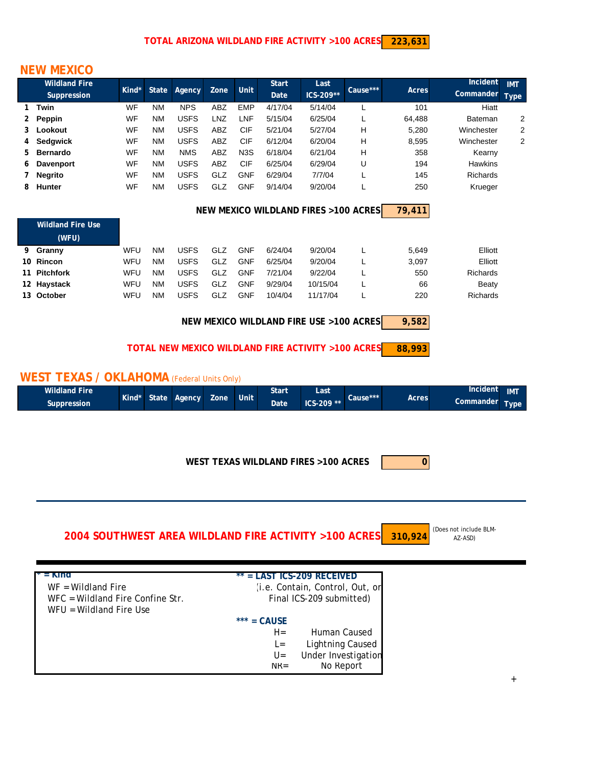**TOTAL ARIZONA WILDLAND FIRE ACTIVITY >100 ACRES** **223,631**

## NEW MEXICO

| | Wildland Fire Suppression | Kind* | State | Agency | Zone | Unit | Start Date | Last ICS-209** | Cause*** | Acres | Incident Commander | IMT Type |
|---|---|---|---|---|---|---|---|---|---|---|---|---|
| 1 | **Twin** | WF | NM | NPS | ABZ | EMP | 4/17/04 | 5/14/04 | L | 101 | Hiatt | |
| 2 | **Peppin** | WF | NM | USFS | LNZ | LNF | 5/15/04 | 6/25/04 | L | 64,488 | Bateman | 2 |
| 3 | **Lookout** | WF | NM | USFS | ABZ | CIF | 5/21/04 | 5/27/04 | H | 5,280 | Winchester | 2 |
| 4 | **Sedgwick** | WF | NM | USFS | ABZ | CIF | 6/12/04 | 6/20/04 | H | 8,595 | Winchester | 2 |
| 5 | **Bernardo** | WF | NM | NMS | ABZ | N3S | 6/18/04 | 6/21/04 | H | 358 | Kearny | |
| 6 | **Davenport** | WF | NM | USFS | ABZ | CIF | 6/25/04 | 6/29/04 | U | 194 | Hawkins | |
| 7 | **Negrito** | WF | NM | USFS | GLZ | GNF | 6/29/04 | 7/7/04 | L | 145 | Richards | |
| 8 | **Hunter** | WF | NM | USFS | GLZ | GNF | 9/14/04 | 9/20/04 | L | 250 | Krueger | |

**NEW MEXICO WILDLAND FIRES >100 ACRES** **79,411**

| | Wildland Fire Use (WFU) | Kind* | State | Agency | Zone | Unit | Start Date | Last ICS-209** | Cause*** | Acres | Incident Commander |
|---|---|---|---|---|---|---|---|---|---|---|---|
| 9 | **Granny** | WFU | NM | USFS | GLZ | GNF | 6/24/04 | 9/20/04 | L | 5,649 | Elliott |
| 10 | **Rincon** | WFU | NM | USFS | GLZ | GNF | 6/25/04 | 9/20/04 | L | 3,097 | Elliott |
| 11 | **Pitchfork** | WFU | NM | USFS | GLZ | GNF | 7/21/04 | 9/22/04 | L | 550 | Richards |
| 12 | **Haystack** | WFU | NM | USFS | GLZ | GNF | 9/29/04 | 10/15/04 | L | 66 | Beaty |
| 13 | **October** | WFU | NM | USFS | GLZ | GNF | 10/4/04 | 11/17/04 | L | 220 | Richards |

**NEW MEXICO WILDLAND FIRE USE >100 ACRES** **9,582**

**TOTAL NEW MEXICO WILDLAND FIRE ACTIVITY >100 ACRES** **88,993**

## WEST TEXAS / OKLAHOMA (Federal Units Only)

| Wildland Fire Suppression | Kind* | State | Agency | Zone | Unit | Start Date | Last ICS-209 ** | Cause*** | Acres | Incident Commander | IMT Type |
|---|---|---|---|---|---|---|---|---|---|---|---|

**WEST TEXAS WILDLAND FIRES >100 ACRES** **0**

**2004 SOUTHWEST AREA WILDLAND FIRE ACTIVITY >100 ACRES** **310,924** (Does not include BLM-AZ-ASD)

**\* = Kind**
WF = Wildland Fire
WFC = Wildland Fire Confine Str.
WFU = Wildland Fire Use

**\*\* = LAST ICS-209 RECEIVED**
(i.e. Contain, Control, Out, or Final ICS-209 submitted)

**\*\*\* = CAUSE**
H = Human Caused
L = Lightning Caused
U = Under Investigation
NR = No Report